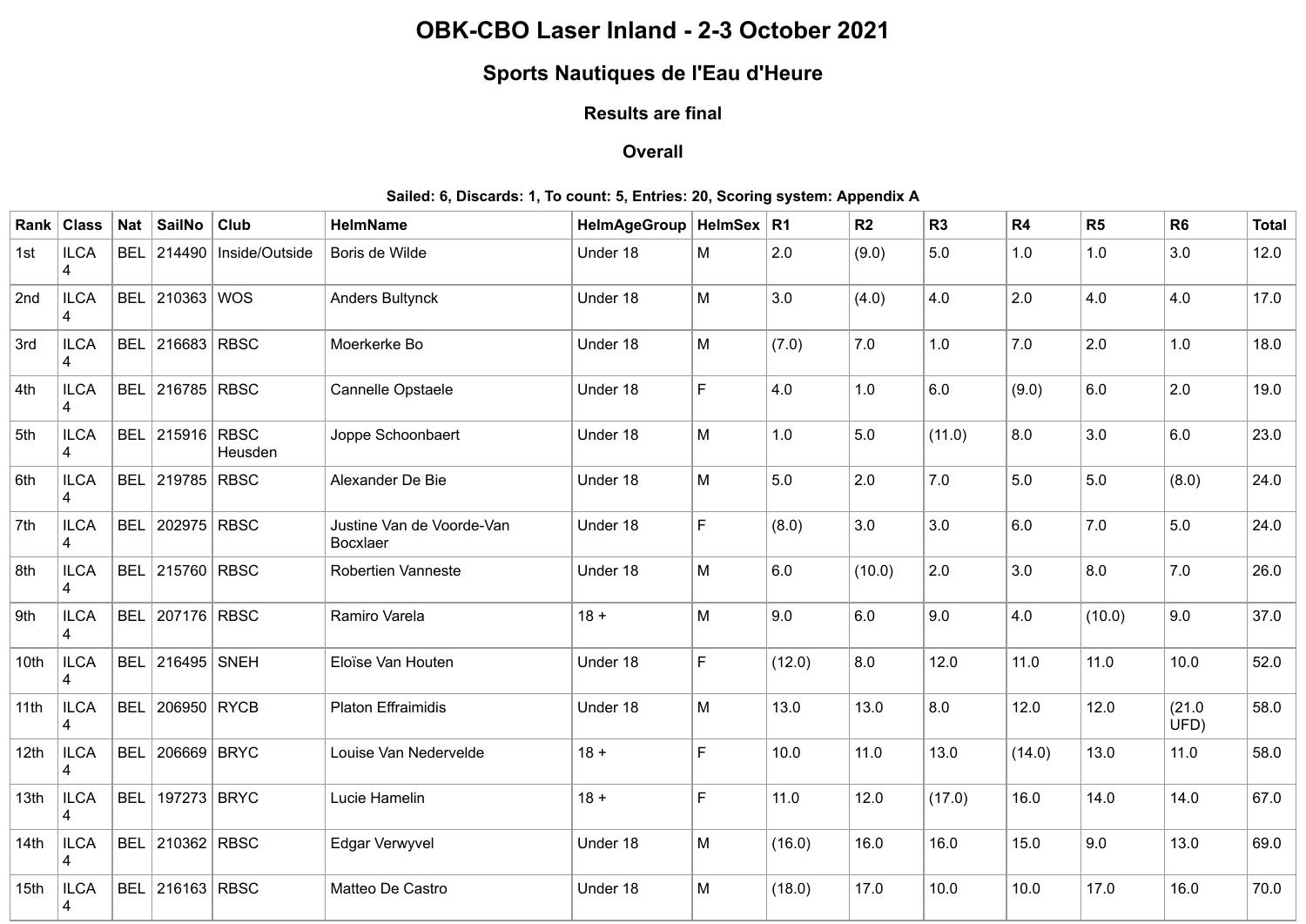# OBK-CBO Laser Inland - 2-3 October 2021

## Sports Nautiques de l'Eau d'Heure

### Results are final

### Overall

**Sailed: 6, Discards: 1, To count: 5, Entries: 20, Scoring system: Appendix A**

| Rank | Class | Nat | SailNo | Club | HelmName | HelmAgeGroup | HelmSex | R1 | R2 | R3 | R4 | R5 | R6 | Total |
|---|---|---|---|---|---|---|---|---|---|---|---|---|---|---|
| 1st | ILCA 4 | BEL | 214490 | Inside/Outside | Boris de Wilde | Under 18 | M | 2.0 | (9.0) | 5.0 | 1.0 | 1.0 | 3.0 | 12.0 |
| 2nd | ILCA 4 | BEL | 210363 | WOS | Anders Bultynck | Under 18 | M | 3.0 | (4.0) | 4.0 | 2.0 | 4.0 | 4.0 | 17.0 |
| 3rd | ILCA 4 | BEL | 216683 | RBSC | Moerkerke Bo | Under 18 | M | (7.0) | 7.0 | 1.0 | 7.0 | 2.0 | 1.0 | 18.0 |
| 4th | ILCA 4 | BEL | 216785 | RBSC | Cannelle Opstaele | Under 18 | F | 4.0 | 1.0 | 6.0 | (9.0) | 6.0 | 2.0 | 19.0 |
| 5th | ILCA 4 | BEL | 215916 | RBSC Heusden | Joppe Schoonbaert | Under 18 | M | 1.0 | 5.0 | (11.0) | 8.0 | 3.0 | 6.0 | 23.0 |
| 6th | ILCA 4 | BEL | 219785 | RBSC | Alexander De Bie | Under 18 | M | 5.0 | 2.0 | 7.0 | 5.0 | 5.0 | (8.0) | 24.0 |
| 7th | ILCA 4 | BEL | 202975 | RBSC | Justine Van de Voorde-Van Bocxlaer | Under 18 | F | (8.0) | 3.0 | 3.0 | 6.0 | 7.0 | 5.0 | 24.0 |
| 8th | ILCA 4 | BEL | 215760 | RBSC | Robertien Vanneste | Under 18 | M | 6.0 | (10.0) | 2.0 | 3.0 | 8.0 | 7.0 | 26.0 |
| 9th | ILCA 4 | BEL | 207176 | RBSC | Ramiro Varela | 18 + | M | 9.0 | 6.0 | 9.0 | 4.0 | (10.0) | 9.0 | 37.0 |
| 10th | ILCA 4 | BEL | 216495 | SNEH | Eloïse Van Houten | Under 18 | F | (12.0) | 8.0 | 12.0 | 11.0 | 11.0 | 10.0 | 52.0 |
| 11th | ILCA 4 | BEL | 206950 | RYCB | Platon Effraimidis | Under 18 | M | 13.0 | 13.0 | 8.0 | 12.0 | 12.0 | (21.0 UFD) | 58.0 |
| 12th | ILCA 4 | BEL | 206669 | BRYC | Louise Van Nedervelde | 18 + | F | 10.0 | 11.0 | 13.0 | (14.0) | 13.0 | 11.0 | 58.0 |
| 13th | ILCA 4 | BEL | 197273 | BRYC | Lucie Hamelin | 18 + | F | 11.0 | 12.0 | (17.0) | 16.0 | 14.0 | 14.0 | 67.0 |
| 14th | ILCA 4 | BEL | 210362 | RBSC | Edgar Verwyvel | Under 18 | M | (16.0) | 16.0 | 16.0 | 15.0 | 9.0 | 13.0 | 69.0 |
| 15th | ILCA 4 | BEL | 216163 | RBSC | Matteo De Castro | Under 18 | M | (18.0) | 17.0 | 10.0 | 10.0 | 17.0 | 16.0 | 70.0 |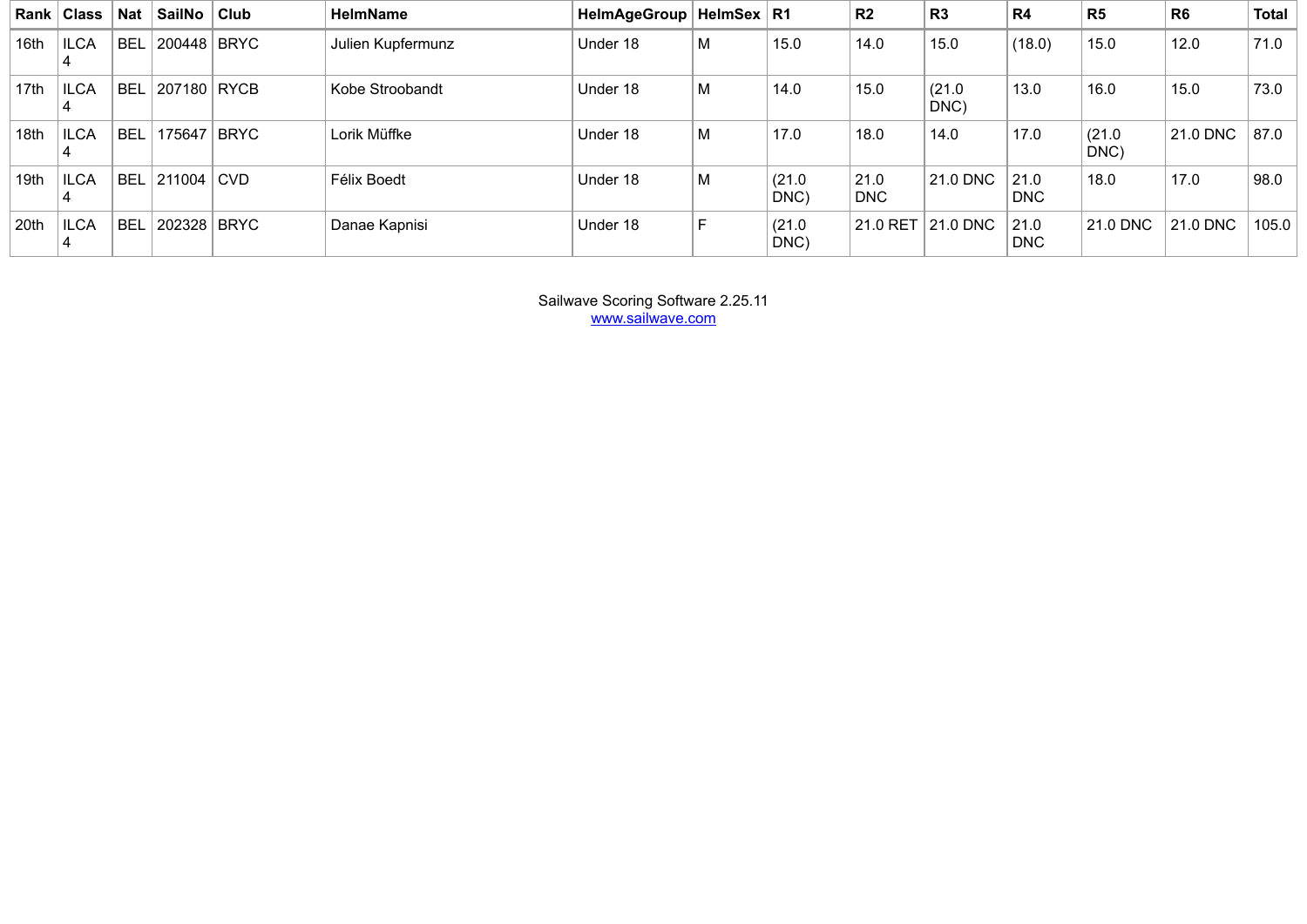| Rank | Class | Nat | SailNo | Club | HelmName | HelmAgeGroup | HelmSex | R1 | R2 | R3 | R4 | R5 | R6 | Total |
|---|---|---|---|---|---|---|---|---|---|---|---|---|---|---|
| 16th | ILCA 4 | BEL | 200448 | BRYC | Julien Kupfermunz | Under 18 | M | 15.0 | 14.0 | 15.0 | (18.0) | 15.0 | 12.0 | 71.0 |
| 17th | ILCA 4 | BEL | 207180 | RYCB | Kobe Stroobandt | Under 18 | M | 14.0 | 15.0 | (21.0 DNC) | 13.0 | 16.0 | 15.0 | 73.0 |
| 18th | ILCA 4 | BEL | 175647 | BRYC | Lorik Müffke | Under 18 | M | 17.0 | 18.0 | 14.0 | 17.0 | (21.0 DNC) | 21.0 DNC | 87.0 |
| 19th | ILCA 4 | BEL | 211004 | CVD | Félix Boedt | Under 18 | M | (21.0 DNC) | 21.0 DNC | 21.0 DNC | 21.0 DNC | 18.0 | 17.0 | 98.0 |
| 20th | ILCA 4 | BEL | 202328 | BRYC | Danae Kapnisi | Under 18 | F | (21.0 DNC) | 21.0 RET | 21.0 DNC | 21.0 DNC | 21.0 DNC | 21.0 DNC | 105.0 |

Sailwave Scoring Software 2.25.11
www.sailwave.com